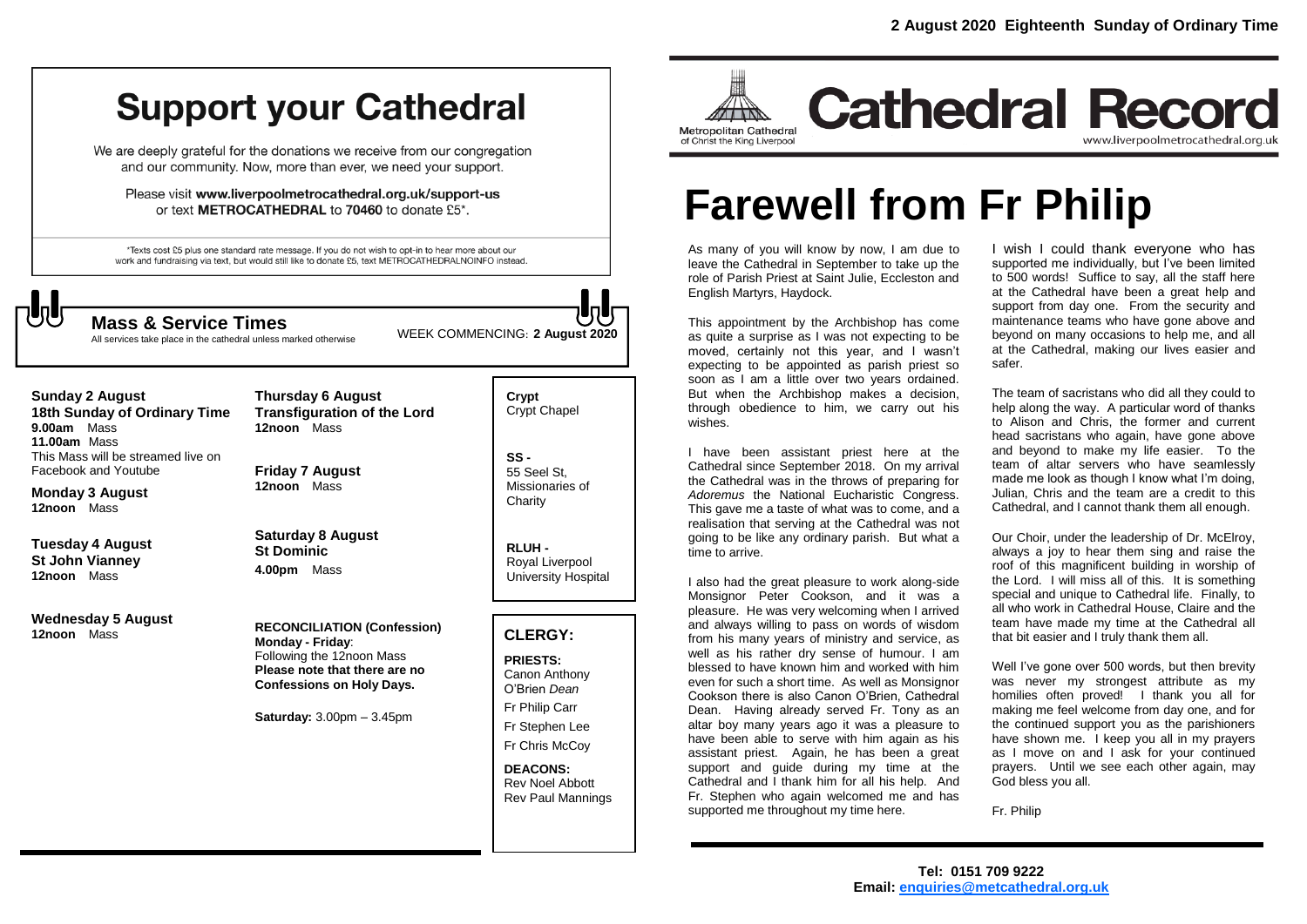# Support your Cathedral

We are deeply grateful for the donations we receive from our congregation and our community. Now, more than ever, we need your support.

Please visit **www.liverpoolmetrocathedral.org.uk/support-us** or text **METROCATHEDRAL** to **70460** to donate £5*.

*Texts cost £5 plus one standard rate message. If you do not wish to opt-in to hear more about our work and fundraising via text, but would still like to donate £5, text METROCATHEDRALNOINFO instead.

## Mass & Service Times

All services take place in the cathedral unless marked otherwise

WEEK COMMENCING: **2 August 2020**

**Sunday 2 August**
**18th Sunday of Ordinary Time**
**9.00am** Mass
**11.00am** Mass
This Mass will be streamed live on Facebook and Youtube

**Monday 3 August**
**12noon** Mass

**Tuesday 4 August**
**St John Vianney**
**12noon** Mass

**Wednesday 5 August**
**12noon** Mass

**Thursday 6 August**
**Transfiguration of the Lord**
**12noon** Mass

**Friday 7 August**
**12noon** Mass

**Saturday 8 August**
**St Dominic**
**4.00pm** Mass

**RECONCILIATION (Confession)**
**Monday - Friday**:
Following the 12noon Mass
**Please note that there are no Confessions on Holy Days.**

**Saturday:** 3.00pm – 3.45pm

**Crypt**
Crypt Chapel

**SS -**
55 Seel St, Missionaries of Charity

**RLUH -**
Royal Liverpool University Hospital

### CLERGY:

**PRIESTS:**
Canon Anthony O'Brien *Dean*
Fr Philip Carr
Fr Stephen Lee
Fr Chris McCoy

**DEACONS:**
Rev Noel Abbott
Rev Paul Mannings

**2 August 2020 Eighteenth Sunday of Ordinary Time**

Metropolitan Cathedral of Christ the King Liverpool

# Cathedral Record

www.liverpoolmetrocathedral.org.uk

# Farewell from Fr Philip

As many of you will know by now, I am due to leave the Cathedral in September to take up the role of Parish Priest at Saint Julie, Eccleston and English Martyrs, Haydock.

This appointment by the Archbishop has come as quite a surprise as I was not expecting to be moved, certainly not this year, and I wasn't expecting to be appointed as parish priest so soon as I am a little over two years ordained. But when the Archbishop makes a decision, through obedience to him, we carry out his wishes.

I have been assistant priest here at the Cathedral since September 2018. On my arrival the Cathedral was in the throws of preparing for *Adoremus* the National Eucharistic Congress. This gave me a taste of what was to come, and a realisation that serving at the Cathedral was not going to be like any ordinary parish. But what a time to arrive.

I also had the great pleasure to work along-side Monsignor Peter Cookson, and it was a pleasure. He was very welcoming when I arrived and always willing to pass on words of wisdom from his many years of ministry and service, as well as his rather dry sense of humour. I am blessed to have known him and worked with him even for such a short time. As well as Monsignor Cookson there is also Canon O'Brien, Cathedral Dean. Having already served Fr. Tony as an altar boy many years ago it was a pleasure to have been able to serve with him again as his assistant priest. Again, he has been a great support and guide during my time at the Cathedral and I thank him for all his help. And Fr. Stephen who again welcomed me and has supported me throughout my time here.

I wish I could thank everyone who has supported me individually, but I've been limited to 500 words! Suffice to say, all the staff here at the Cathedral have been a great help and support from day one. From the security and maintenance teams who have gone above and beyond on many occasions to help me, and all at the Cathedral, making our lives easier and safer.

The team of sacristans who did all they could to help along the way. A particular word of thanks to Alison and Chris, the former and current head sacristans who again, have gone above and beyond to make my life easier. To the team of altar servers who have seamlessly made me look as though I know what I'm doing, Julian, Chris and the team are a credit to this Cathedral, and I cannot thank them all enough.

Our Choir, under the leadership of Dr. McElroy, always a joy to hear them sing and raise the roof of this magnificent building in worship of the Lord. I will miss all of this. It is something special and unique to Cathedral life. Finally, to all who work in Cathedral House, Claire and the team have made my time at the Cathedral all that bit easier and I truly thank them all.

Well I've gone over 500 words, but then brevity was never my strongest attribute as my homilies often proved! I thank you all for making me feel welcome from day one, and for the continued support you as the parishioners have shown me. I keep you all in my prayers as I move on and I ask for your continued prayers. Until we see each other again, may God bless you all.

Fr. Philip

**Tel: 0151 709 9222**
**Email: enquiries@metcathedral.org.uk**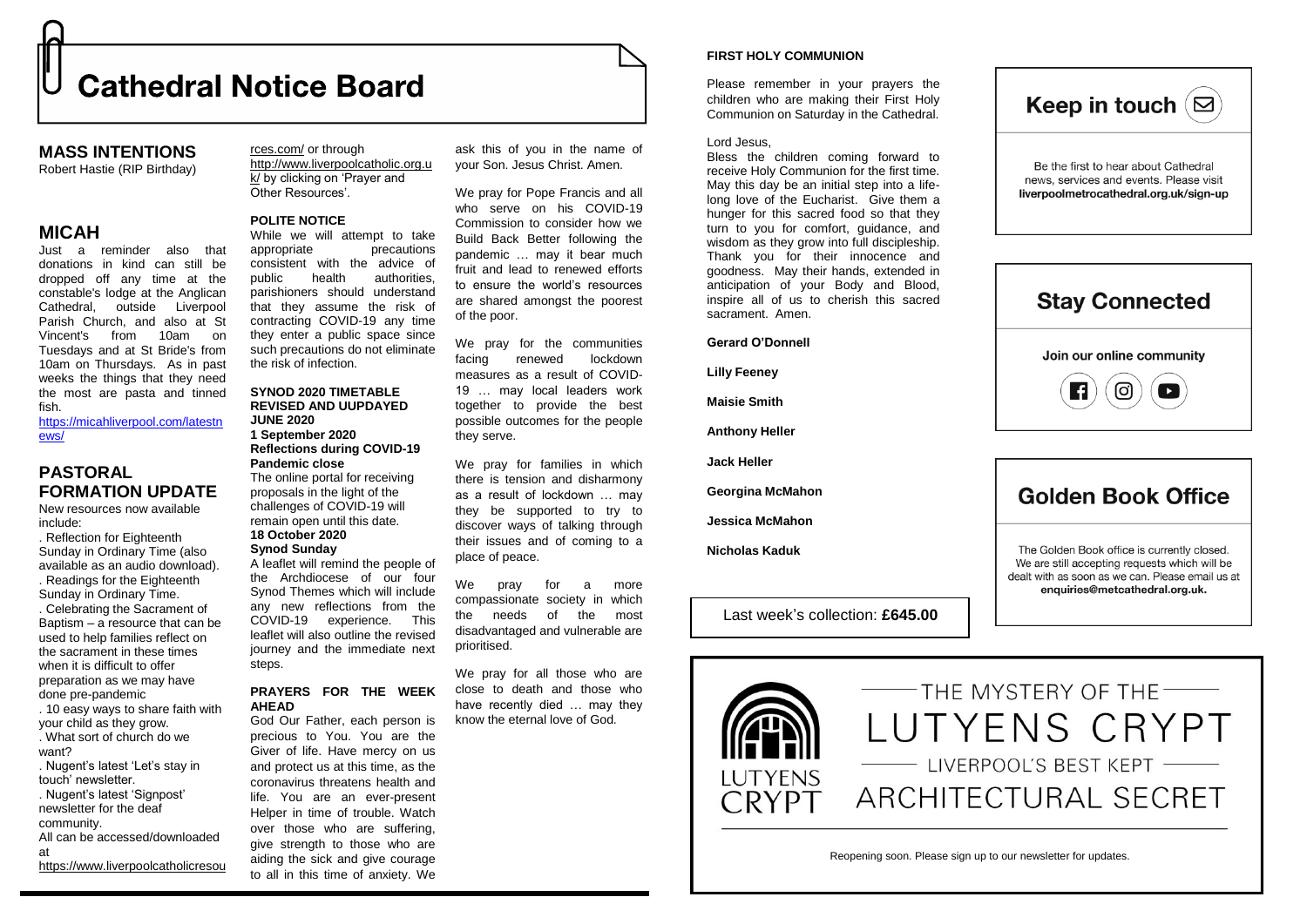# Cathedral Notice Board

## MASS INTENTIONS

Robert Hastie (RIP Birthday)

## MICAH

Just a reminder also that donations in kind can still be dropped off any time at the constable's lodge at the Anglican Cathedral, outside Liverpool Parish Church, and also at St Vincent's from 10am on Tuesdays and at St Bride's from 10am on Thursdays. As in past weeks the things that they need the most are pasta and tinned fish.

https://micahliverpool.com/latestnews/

## PASTORAL FORMATION UPDATE

New resources now available include:

. Reflection for Eighteenth Sunday in Ordinary Time (also available as an audio download).
. Readings for the Eighteenth Sunday in Ordinary Time.
. Celebrating the Sacrament of Baptism – a resource that can be used to help families reflect on the sacrament in these times when it is difficult to offer preparation as we may have done pre-pandemic
. 10 easy ways to share faith with your child as they grow.
. What sort of church do we want?
. Nugent's latest 'Let's stay in touch' newsletter.
. Nugent's latest 'Signpost' newsletter for the deaf community.

All can be accessed/downloaded at https://www.liverpoolcatholicresources.com/ or through http://www.liverpoolcatholic.org.uk/ by clicking on 'Prayer and Other Resources'.

**POLITE NOTICE**

While we will attempt to take appropriate precautions consistent with the advice of public health authorities, parishioners should understand that they assume the risk of contracting COVID-19 any time they enter a public space since such precautions do not eliminate the risk of infection.

**SYNOD 2020 TIMETABLE REVISED AND UUPDAYED JUNE 2020**

**1 September 2020**
**Reflections during COVID-19 Pandemic close**

The online portal for receiving proposals in the light of the challenges of COVID-19 will remain open until this date.

**18 October 2020**
**Synod Sunday**

A leaflet will remind the people of the Archdiocese of our four Synod Themes which will include any new reflections from the COVID-19 experience. This leaflet will also outline the revised journey and the immediate next steps.

**PRAYERS FOR THE WEEK AHEAD**

God Our Father, each person is precious to You. You are the Giver of life. Have mercy on us and protect us at this time, as the coronavirus threatens health and life. You are an ever-present Helper in time of trouble. Watch over those who are suffering, give strength to those who are aiding the sick and give courage to all in this time of anxiety. We ask this of you in the name of your Son. Jesus Christ. Amen.

We pray for Pope Francis and all who serve on his COVID-19 Commission to consider how we Build Back Better following the pandemic … may it bear much fruit and lead to renewed efforts to ensure the world's resources are shared amongst the poorest of the poor.

We pray for the communities facing renewed lockdown measures as a result of COVID-19 … may local leaders work together to provide the best possible outcomes for the people they serve.

We pray for families in which there is tension and disharmony as a result of lockdown … may they be supported to try to discover ways of talking through their issues and of coming to a place of peace.

We pray for a more compassionate society in which the needs of the most disadvantaged and vulnerable are prioritised.

We pray for all those who are close to death and those who have recently died … may they know the eternal love of God.

**FIRST HOLY COMMUNION**

Please remember in your prayers the children who are making their First Holy Communion on Saturday in the Cathedral.

Lord Jesus,
Bless the children coming forward to receive Holy Communion for the first time. May this day be an initial step into a life-long love of the Eucharist. Give them a hunger for this sacred food so that they turn to you for comfort, guidance, and wisdom as they grow into full discipleship. Thank you for their innocence and goodness. May their hands, extended in anticipation of your Body and Blood, inspire all of us to cherish this sacred sacrament. Amen.

**Gerard O'Donnell**

**Lilly Feeney**

**Maisie Smith**

**Anthony Heller**

**Jack Heller**

**Georgina McMahon**

**Jessica McMahon**

**Nicholas Kaduk**

Last week's collection: **£645.00**

## Keep in touch

Be the first to hear about Cathedral news, services and events. Please visit **liverpoolmetrocathedral.org.uk/sign-up**

## Stay Connected

Join our online community

## Golden Book Office

The Golden Book office is currently closed. We are still accepting requests which will be dealt with as soon as we can. Please email us at **enquiries@metcathedral.org.uk.**

LUTYENS CRYPT

THE MYSTERY OF THE LUTYENS CRYPT

LIVERPOOL'S BEST KEPT ARCHITECTURAL SECRET

Reopening soon. Please sign up to our newsletter for updates.